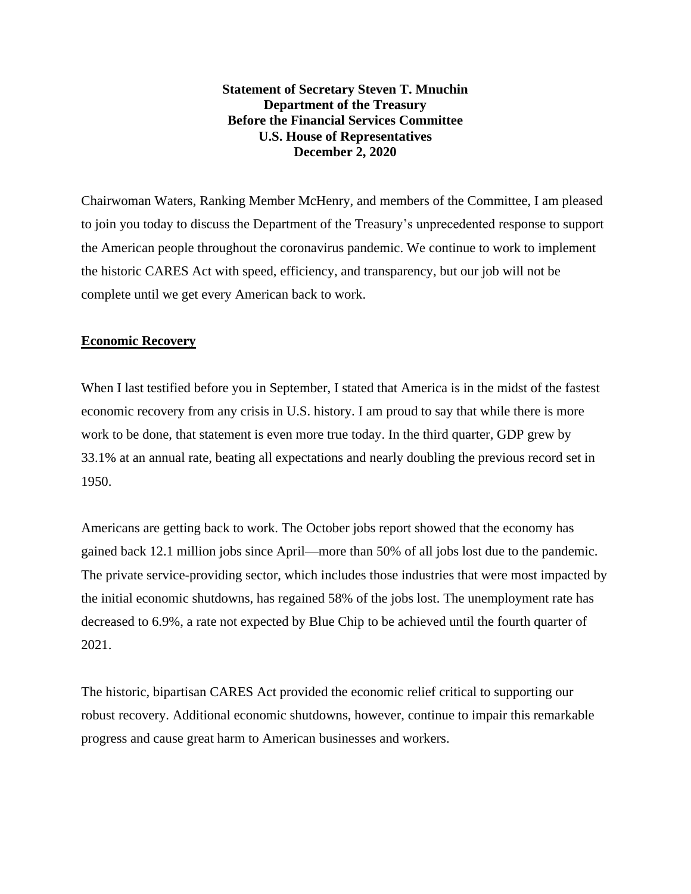**Statement of Secretary Steven T. Mnuchin**
**Department of the Treasury**
**Before the Financial Services Committee**
**U.S. House of Representatives**
**December 2, 2020**

Chairwoman Waters, Ranking Member McHenry, and members of the Committee, I am pleased to join you today to discuss the Department of the Treasury's unprecedented response to support the American people throughout the coronavirus pandemic. We continue to work to implement the historic CARES Act with speed, efficiency, and transparency, but our job will not be complete until we get every American back to work.

## Economic Recovery

When I last testified before you in September, I stated that America is in the midst of the fastest economic recovery from any crisis in U.S. history. I am proud to say that while there is more work to be done, that statement is even more true today. In the third quarter, GDP grew by 33.1% at an annual rate, beating all expectations and nearly doubling the previous record set in 1950.

Americans are getting back to work. The October jobs report showed that the economy has gained back 12.1 million jobs since April—more than 50% of all jobs lost due to the pandemic. The private service-providing sector, which includes those industries that were most impacted by the initial economic shutdowns, has regained 58% of the jobs lost. The unemployment rate has decreased to 6.9%, a rate not expected by Blue Chip to be achieved until the fourth quarter of 2021.

The historic, bipartisan CARES Act provided the economic relief critical to supporting our robust recovery. Additional economic shutdowns, however, continue to impair this remarkable progress and cause great harm to American businesses and workers.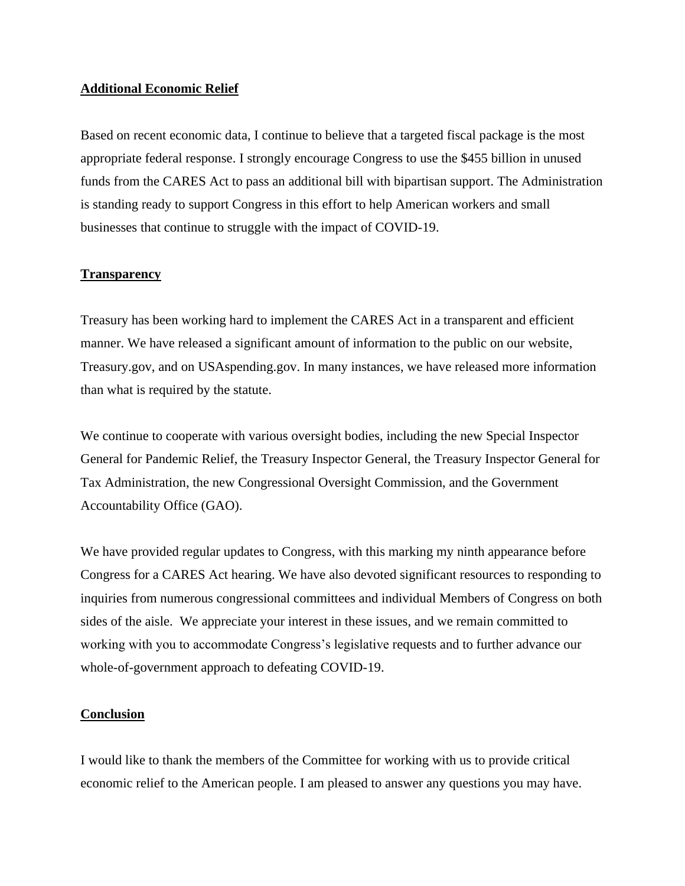**Additional Economic Relief**

Based on recent economic data, I continue to believe that a targeted fiscal package is the most appropriate federal response. I strongly encourage Congress to use the $455 billion in unused funds from the CARES Act to pass an additional bill with bipartisan support. The Administration is standing ready to support Congress in this effort to help American workers and small businesses that continue to struggle with the impact of COVID-19.

**Transparency**

Treasury has been working hard to implement the CARES Act in a transparent and efficient manner. We have released a significant amount of information to the public on our website, Treasury.gov, and on USAspending.gov. In many instances, we have released more information than what is required by the statute.

We continue to cooperate with various oversight bodies, including the new Special Inspector General for Pandemic Relief, the Treasury Inspector General, the Treasury Inspector General for Tax Administration, the new Congressional Oversight Commission, and the Government Accountability Office (GAO).

We have provided regular updates to Congress, with this marking my ninth appearance before Congress for a CARES Act hearing. We have also devoted significant resources to responding to inquiries from numerous congressional committees and individual Members of Congress on both sides of the aisle. We appreciate your interest in these issues, and we remain committed to working with you to accommodate Congress's legislative requests and to further advance our whole-of-government approach to defeating COVID-19.

**Conclusion**

I would like to thank the members of the Committee for working with us to provide critical economic relief to the American people. I am pleased to answer any questions you may have.